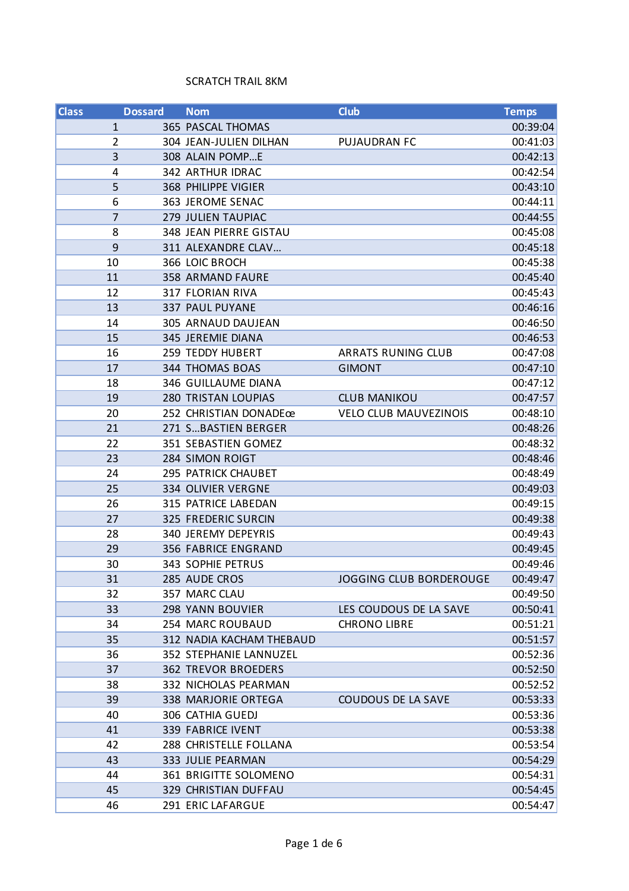SCRATCH TRAIL 8KM

| Class | Dossard | Nom | Club | Temps |
|---|---|---|---|---|
| 1 | 365 | PASCAL THOMAS | | 00:39:04 |
| 2 | 304 | JEAN-JULIEN DILHAN | PUJAUDRAN FC | 00:41:03 |
| 3 | 308 | ALAIN POMP…E | | 00:42:13 |
| 4 | 342 | ARTHUR IDRAC | | 00:42:54 |
| 5 | 368 | PHILIPPE VIGIER | | 00:43:10 |
| 6 | 363 | JEROME SENAC | | 00:44:11 |
| 7 | 279 | JULIEN TAUPIAC | | 00:44:55 |
| 8 | 348 | JEAN PIERRE GISTAU | | 00:45:08 |
| 9 | 311 | ALEXANDRE CLAV… | | 00:45:18 |
| 10 | 366 | LOIC BROCH | | 00:45:38 |
| 11 | 358 | ARMAND FAURE | | 00:45:40 |
| 12 | 317 | FLORIAN RIVA | | 00:45:43 |
| 13 | 337 | PAUL PUYANE | | 00:46:16 |
| 14 | 305 | ARNAUD DAUJEAN | | 00:46:50 |
| 15 | 345 | JEREMIE DIANA | | 00:46:53 |
| 16 | 259 | TEDDY HUBERT | ARRATS RUNING CLUB | 00:47:08 |
| 17 | 344 | THOMAS BOAS | GIMONT | 00:47:10 |
| 18 | 346 | GUILLAUME DIANA | | 00:47:12 |
| 19 | 280 | TRISTAN LOUPIAS | CLUB MANIKOU | 00:47:57 |
| 20 | 252 | CHRISTIAN DONADEœ | VELO CLUB MAUVEZINOIS | 00:48:10 |
| 21 | 271 | S…BASTIEN BERGER | | 00:48:26 |
| 22 | 351 | SEBASTIEN GOMEZ | | 00:48:32 |
| 23 | 284 | SIMON ROIGT | | 00:48:46 |
| 24 | 295 | PATRICK CHAUBET | | 00:48:49 |
| 25 | 334 | OLIVIER VERGNE | | 00:49:03 |
| 26 | 315 | PATRICE LABEDAN | | 00:49:15 |
| 27 | 325 | FREDERIC SURCIN | | 00:49:38 |
| 28 | 340 | JEREMY DEPEYRIS | | 00:49:43 |
| 29 | 356 | FABRICE ENGRAND | | 00:49:45 |
| 30 | 343 | SOPHIE PETRUS | | 00:49:46 |
| 31 | 285 | AUDE CROS | JOGGING CLUB BORDEROUGE | 00:49:47 |
| 32 | 357 | MARC CLAU | | 00:49:50 |
| 33 | 298 | YANN BOUVIER | LES COUDOUS DE LA SAVE | 00:50:41 |
| 34 | 254 | MARC ROUBAUD | CHRONO LIBRE | 00:51:21 |
| 35 | 312 | NADIA KACHAM THEBAUD | | 00:51:57 |
| 36 | 352 | STEPHANIE LANNUZEL | | 00:52:36 |
| 37 | 362 | TREVOR BROEDERS | | 00:52:50 |
| 38 | 332 | NICHOLAS PEARMAN | | 00:52:52 |
| 39 | 338 | MARJORIE ORTEGA | COUDOUS DE LA SAVE | 00:53:33 |
| 40 | 306 | CATHIA GUEDJ | | 00:53:36 |
| 41 | 339 | FABRICE IVENT | | 00:53:38 |
| 42 | 288 | CHRISTELLE FOLLANA | | 00:53:54 |
| 43 | 333 | JULIE PEARMAN | | 00:54:29 |
| 44 | 361 | BRIGITTE SOLOMENO | | 00:54:31 |
| 45 | 329 | CHRISTIAN DUFFAU | | 00:54:45 |
| 46 | 291 | ERIC LAFARGUE | | 00:54:47 |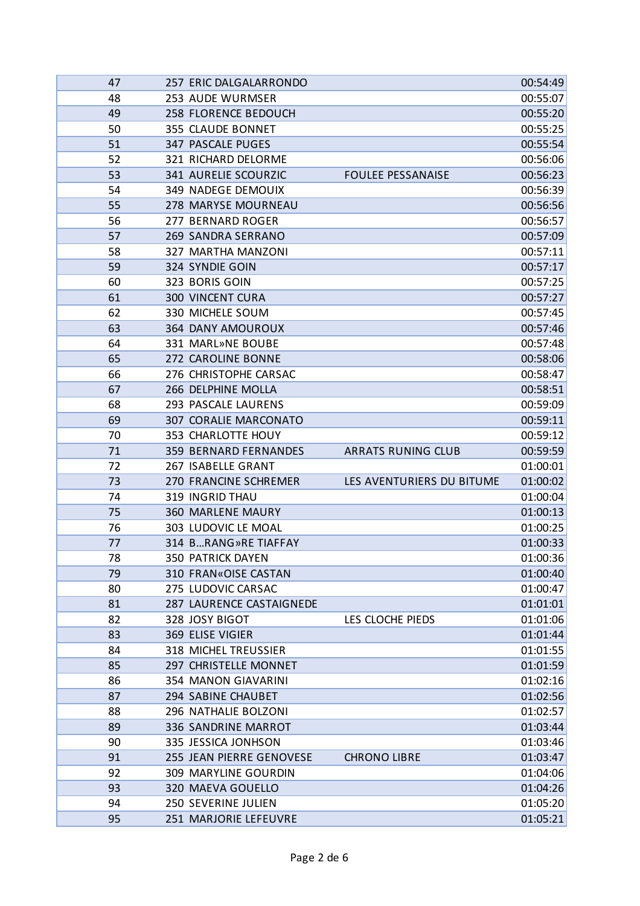| | | | | |
|---|---|---|---|---|
| 47 | 257 | ERIC DALGALARRONDO | | 00:54:49 |
| 48 | 253 | AUDE WURMSER | | 00:55:07 |
| 49 | 258 | FLORENCE BEDOUCH | | 00:55:20 |
| 50 | 355 | CLAUDE BONNET | | 00:55:25 |
| 51 | 347 | PASCALE PUGES | | 00:55:54 |
| 52 | 321 | RICHARD DELORME | | 00:56:06 |
| 53 | 341 | AURELIE SCOURZIC | FOULEE PESSANAISE | 00:56:23 |
| 54 | 349 | NADEGE DEMOUIX | | 00:56:39 |
| 55 | 278 | MARYSE MOURNEAU | | 00:56:56 |
| 56 | 277 | BERNARD ROGER | | 00:56:57 |
| 57 | 269 | SANDRA SERRANO | | 00:57:09 |
| 58 | 327 | MARTHA MANZONI | | 00:57:11 |
| 59 | 324 | SYNDIE GOIN | | 00:57:17 |
| 60 | 323 | BORIS GOIN | | 00:57:25 |
| 61 | 300 | VINCENT CURA | | 00:57:27 |
| 62 | 330 | MICHELE SOUM | | 00:57:45 |
| 63 | 364 | DANY AMOUROUX | | 00:57:46 |
| 64 | 331 | MARL»NE BOUBE | | 00:57:48 |
| 65 | 272 | CAROLINE BONNE | | 00:58:06 |
| 66 | 276 | CHRISTOPHE CARSAC | | 00:58:47 |
| 67 | 266 | DELPHINE MOLLA | | 00:58:51 |
| 68 | 293 | PASCALE LAURENS | | 00:59:09 |
| 69 | 307 | CORALIE MARCONATO | | 00:59:11 |
| 70 | 353 | CHARLOTTE HOUY | | 00:59:12 |
| 71 | 359 | BERNARD FERNANDES | ARRATS RUNING CLUB | 00:59:59 |
| 72 | 267 | ISABELLE GRANT | | 01:00:01 |
| 73 | 270 | FRANCINE SCHREMER | LES AVENTURIERS DU BITUME | 01:00:02 |
| 74 | 319 | INGRID THAU | | 01:00:04 |
| 75 | 360 | MARLENE MAURY | | 01:00:13 |
| 76 | 303 | LUDOVIC LE MOAL | | 01:00:25 |
| 77 | 314 | B…RANG»RE TIAFFAY | | 01:00:33 |
| 78 | 350 | PATRICK DAYEN | | 01:00:36 |
| 79 | 310 | FRAN«OISE CASTAN | | 01:00:40 |
| 80 | 275 | LUDOVIC CARSAC | | 01:00:47 |
| 81 | 287 | LAURENCE CASTAIGNEDE | | 01:01:01 |
| 82 | 328 | JOSY BIGOT | LES CLOCHE PIEDS | 01:01:06 |
| 83 | 369 | ELISE VIGIER | | 01:01:44 |
| 84 | 318 | MICHEL TREUSSIER | | 01:01:55 |
| 85 | 297 | CHRISTELLE MONNET | | 01:01:59 |
| 86 | 354 | MANON GIAVARINI | | 01:02:16 |
| 87 | 294 | SABINE CHAUBET | | 01:02:56 |
| 88 | 296 | NATHALIE BOLZONI | | 01:02:57 |
| 89 | 336 | SANDRINE MARROT | | 01:03:44 |
| 90 | 335 | JESSICA JONHSON | | 01:03:46 |
| 91 | 255 | JEAN PIERRE GENOVESE | CHRONO LIBRE | 01:03:47 |
| 92 | 309 | MARYLINE GOURDIN | | 01:04:06 |
| 93 | 320 | MAEVA GOUELLO | | 01:04:26 |
| 94 | 250 | SEVERINE JULIEN | | 01:05:20 |
| 95 | 251 | MARJORIE LEFEUVRE | | 01:05:21 |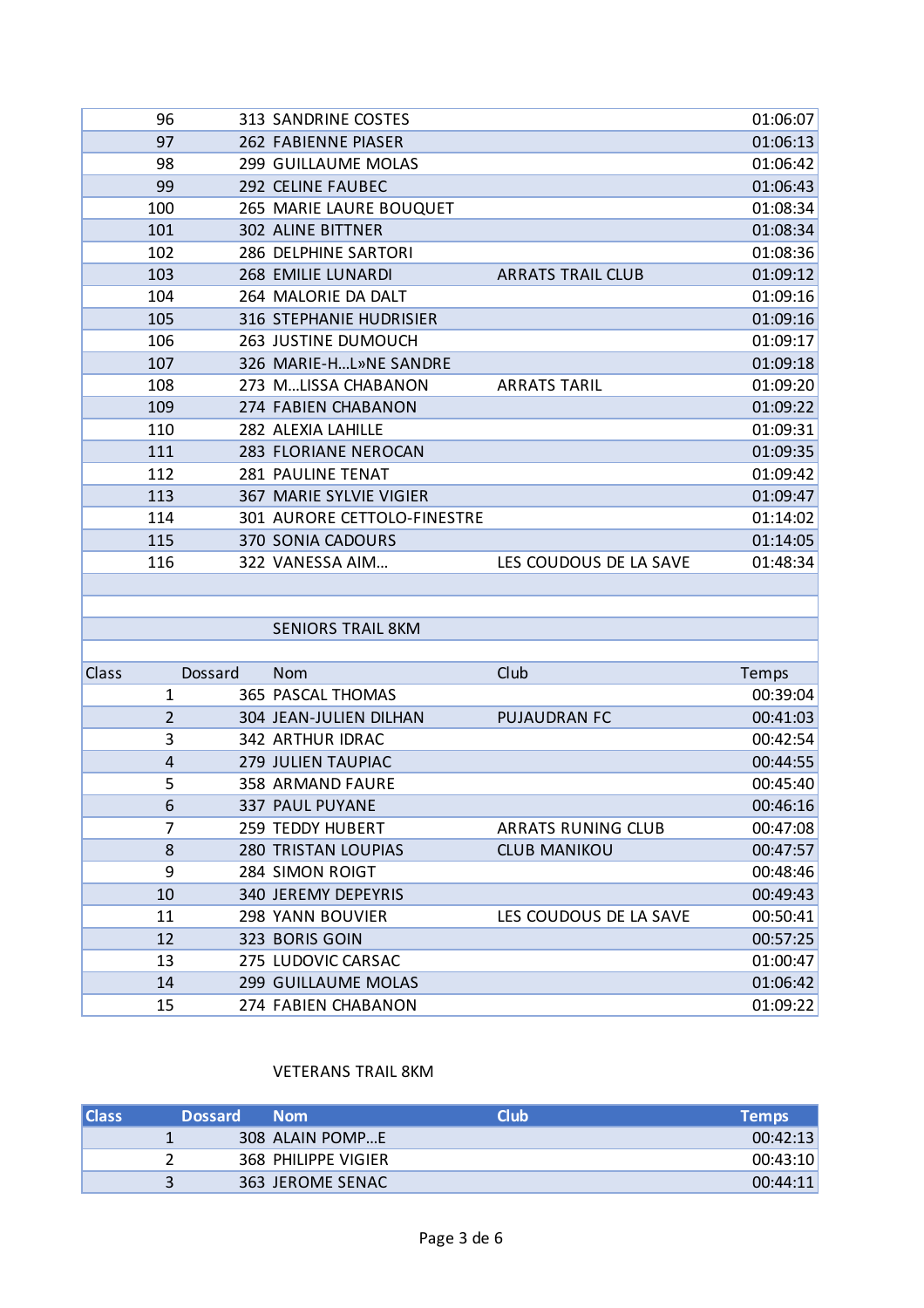| | | | | |
|---|---|---|---|---|
| 96 | 313 | SANDRINE COSTES | | 01:06:07 |
| 97 | 262 | FABIENNE PIASER | | 01:06:13 |
| 98 | 299 | GUILLAUME MOLAS | | 01:06:42 |
| 99 | 292 | CELINE FAUBEC | | 01:06:43 |
| 100 | 265 | MARIE LAURE BOUQUET | | 01:08:34 |
| 101 | 302 | ALINE BITTNER | | 01:08:34 |
| 102 | 286 | DELPHINE SARTORI | | 01:08:36 |
| 103 | 268 | EMILIE LUNARDI | ARRATS TRAIL CLUB | 01:09:12 |
| 104 | 264 | MALORIE DA DALT | | 01:09:16 |
| 105 | 316 | STEPHANIE HUDRISIER | | 01:09:16 |
| 106 | 263 | JUSTINE DUMOUCH | | 01:09:17 |
| 107 | 326 | MARIE-H…L»NE SANDRE | | 01:09:18 |
| 108 | 273 | M…LISSA CHABANON | ARRATS TARIL | 01:09:20 |
| 109 | 274 | FABIEN CHABANON | | 01:09:22 |
| 110 | 282 | ALEXIA LAHILLE | | 01:09:31 |
| 111 | 283 | FLORIANE NEROCAN | | 01:09:35 |
| 112 | 281 | PAULINE TENAT | | 01:09:42 |
| 113 | 367 | MARIE SYLVIE VIGIER | | 01:09:47 |
| 114 | 301 | AURORE CETTOLO-FINESTRE | | 01:14:02 |
| 115 | 370 | SONIA CADOURS | | 01:14:05 |
| 116 | 322 | VANESSA AIM… | LES COUDOUS DE LA SAVE | 01:48:34 |

SENIORS TRAIL 8KM

| Class | Dossard | Nom | Club | Temps |
|---|---|---|---|---|
| 1 | 365 | PASCAL THOMAS | | 00:39:04 |
| 2 | 304 | JEAN-JULIEN DILHAN | PUJAUDRAN FC | 00:41:03 |
| 3 | 342 | ARTHUR IDRAC | | 00:42:54 |
| 4 | 279 | JULIEN TAUPIAC | | 00:44:55 |
| 5 | 358 | ARMAND FAURE | | 00:45:40 |
| 6 | 337 | PAUL PUYANE | | 00:46:16 |
| 7 | 259 | TEDDY HUBERT | ARRATS RUNING CLUB | 00:47:08 |
| 8 | 280 | TRISTAN LOUPIAS | CLUB MANIKOU | 00:47:57 |
| 9 | 284 | SIMON ROIGT | | 00:48:46 |
| 10 | 340 | JEREMY DEPEYRIS | | 00:49:43 |
| 11 | 298 | YANN BOUVIER | LES COUDOUS DE LA SAVE | 00:50:41 |
| 12 | 323 | BORIS GOIN | | 00:57:25 |
| 13 | 275 | LUDOVIC CARSAC | | 01:00:47 |
| 14 | 299 | GUILLAUME MOLAS | | 01:06:42 |
| 15 | 274 | FABIEN CHABANON | | 01:09:22 |

VETERANS TRAIL 8KM

| Class | Dossard | Nom | Club | Temps |
|---|---|---|---|---|
| 1 | 308 | ALAIN POMP…E | | 00:42:13 |
| 2 | 368 | PHILIPPE VIGIER | | 00:43:10 |
| 3 | 363 | JEROME SENAC | | 00:44:11 |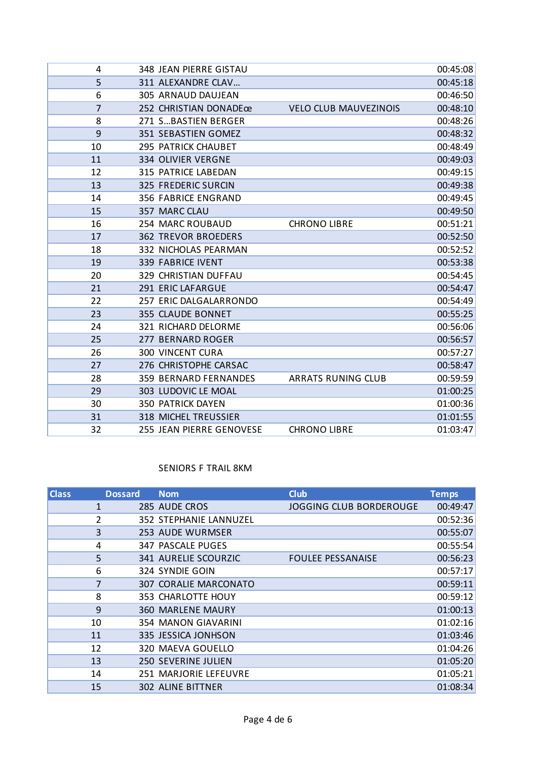| | | | | |
|---|---|---|---|---|
| 4 | 348 | JEAN PIERRE GISTAU | | 00:45:08 |
| 5 | 311 | ALEXANDRE CLAV… | | 00:45:18 |
| 6 | 305 | ARNAUD DAUJEAN | | 00:46:50 |
| 7 | 252 | CHRISTIAN DONADEœ | VELO CLUB MAUVEZINOIS | 00:48:10 |
| 8 | 271 | S…BASTIEN BERGER | | 00:48:26 |
| 9 | 351 | SEBASTIEN GOMEZ | | 00:48:32 |
| 10 | 295 | PATRICK CHAUBET | | 00:48:49 |
| 11 | 334 | OLIVIER VERGNE | | 00:49:03 |
| 12 | 315 | PATRICE LABEDAN | | 00:49:15 |
| 13 | 325 | FREDERIC SURCIN | | 00:49:38 |
| 14 | 356 | FABRICE ENGRAND | | 00:49:45 |
| 15 | 357 | MARC CLAU | | 00:49:50 |
| 16 | 254 | MARC ROUBAUD | CHRONO LIBRE | 00:51:21 |
| 17 | 362 | TREVOR BROEDERS | | 00:52:50 |
| 18 | 332 | NICHOLAS PEARMAN | | 00:52:52 |
| 19 | 339 | FABRICE IVENT | | 00:53:38 |
| 20 | 329 | CHRISTIAN DUFFAU | | 00:54:45 |
| 21 | 291 | ERIC LAFARGUE | | 00:54:47 |
| 22 | 257 | ERIC DALGALARRONDO | | 00:54:49 |
| 23 | 355 | CLAUDE BONNET | | 00:55:25 |
| 24 | 321 | RICHARD DELORME | | 00:56:06 |
| 25 | 277 | BERNARD ROGER | | 00:56:57 |
| 26 | 300 | VINCENT CURA | | 00:57:27 |
| 27 | 276 | CHRISTOPHE CARSAC | | 00:58:47 |
| 28 | 359 | BERNARD FERNANDES | ARRATS RUNING CLUB | 00:59:59 |
| 29 | 303 | LUDOVIC LE MOAL | | 01:00:25 |
| 30 | 350 | PATRICK DAYEN | | 01:00:36 |
| 31 | 318 | MICHEL TREUSSIER | | 01:01:55 |
| 32 | 255 | JEAN PIERRE GENOVESE | CHRONO LIBRE | 01:03:47 |

SENIORS F TRAIL 8KM

| Class | Dossard | Nom | Club | Temps |
|---|---|---|---|---|
| 1 | 285 | AUDE CROS | JOGGING CLUB BORDEROUGE | 00:49:47 |
| 2 | 352 | STEPHANIE LANNUZEL | | 00:52:36 |
| 3 | 253 | AUDE WURMSER | | 00:55:07 |
| 4 | 347 | PASCALE PUGES | | 00:55:54 |
| 5 | 341 | AURELIE SCOURZIC | FOULEE PESSANAISE | 00:56:23 |
| 6 | 324 | SYNDIE GOIN | | 00:57:17 |
| 7 | 307 | CORALIE MARCONATO | | 00:59:11 |
| 8 | 353 | CHARLOTTE HOUY | | 00:59:12 |
| 9 | 360 | MARLENE MAURY | | 01:00:13 |
| 10 | 354 | MANON GIAVARINI | | 01:02:16 |
| 11 | 335 | JESSICA JONHSON | | 01:03:46 |
| 12 | 320 | MAEVA GOUELLO | | 01:04:26 |
| 13 | 250 | SEVERINE JULIEN | | 01:05:20 |
| 14 | 251 | MARJORIE LEFEUVRE | | 01:05:21 |
| 15 | 302 | ALINE BITTNER | | 01:08:34 |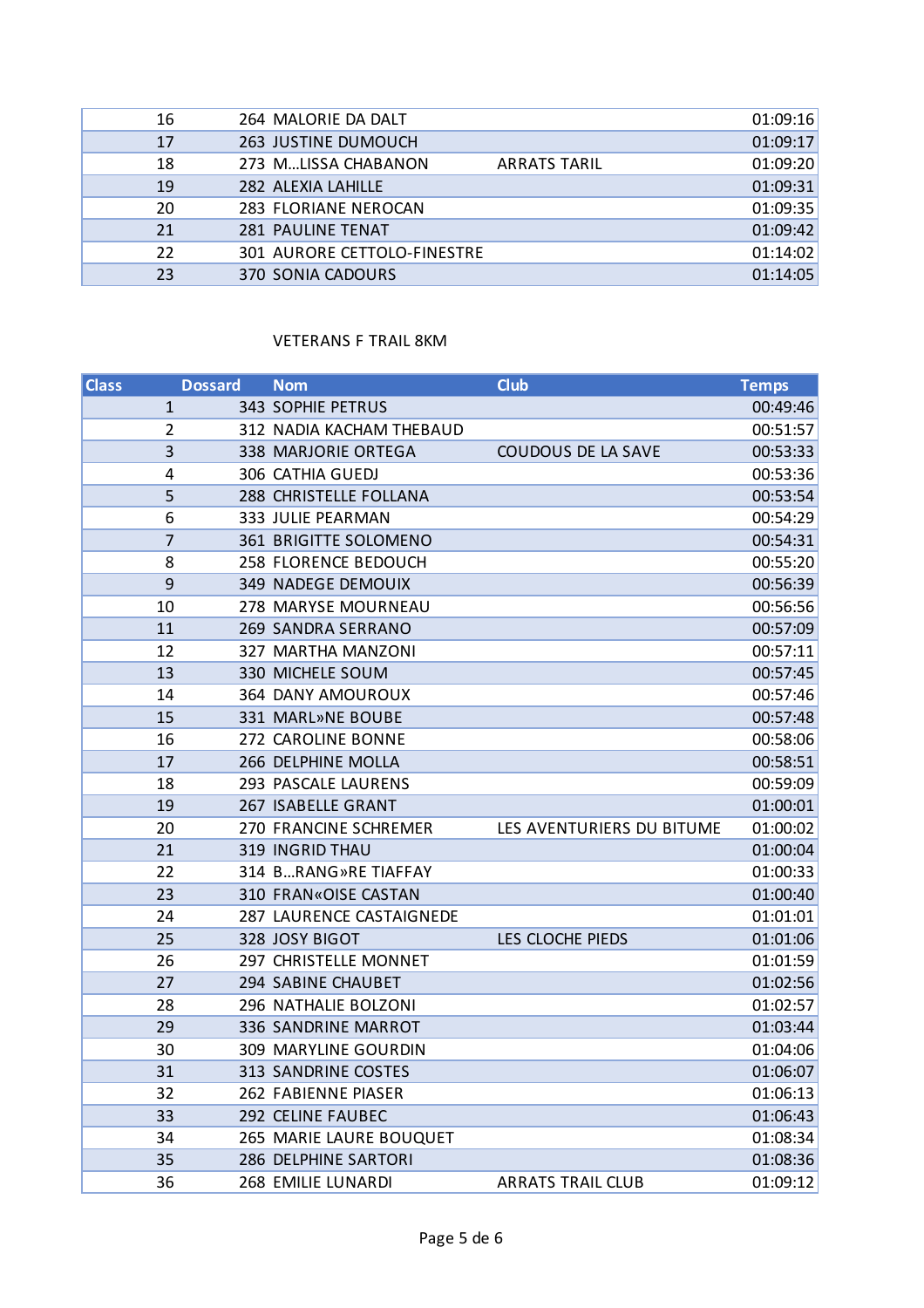| | | | | |
|---|---|---|---|---|
| 16 | 264 | MALORIE DA DALT | | 01:09:16 |
| 17 | 263 | JUSTINE DUMOUCH | | 01:09:17 |
| 18 | 273 | M…LISSA CHABANON | ARRATS TARIL | 01:09:20 |
| 19 | 282 | ALEXIA LAHILLE | | 01:09:31 |
| 20 | 283 | FLORIANE NEROCAN | | 01:09:35 |
| 21 | 281 | PAULINE TENAT | | 01:09:42 |
| 22 | 301 | AURORE CETTOLO-FINESTRE | | 01:14:02 |
| 23 | 370 | SONIA CADOURS | | 01:14:05 |

VETERANS F TRAIL 8KM

| Class | Dossard | Nom | Club | Temps |
|---|---|---|---|---|
| 1 | 343 | SOPHIE PETRUS | | 00:49:46 |
| 2 | 312 | NADIA KACHAM THEBAUD | | 00:51:57 |
| 3 | 338 | MARJORIE ORTEGA | COUDOUS DE LA SAVE | 00:53:33 |
| 4 | 306 | CATHIA GUEDJ | | 00:53:36 |
| 5 | 288 | CHRISTELLE FOLLANA | | 00:53:54 |
| 6 | 333 | JULIE PEARMAN | | 00:54:29 |
| 7 | 361 | BRIGITTE SOLOMENO | | 00:54:31 |
| 8 | 258 | FLORENCE BEDOUCH | | 00:55:20 |
| 9 | 349 | NADEGE DEMOUIX | | 00:56:39 |
| 10 | 278 | MARYSE MOURNEAU | | 00:56:56 |
| 11 | 269 | SANDRA SERRANO | | 00:57:09 |
| 12 | 327 | MARTHA MANZONI | | 00:57:11 |
| 13 | 330 | MICHELE SOUM | | 00:57:45 |
| 14 | 364 | DANY AMOUROUX | | 00:57:46 |
| 15 | 331 | MARL»NE BOUBE | | 00:57:48 |
| 16 | 272 | CAROLINE BONNE | | 00:58:06 |
| 17 | 266 | DELPHINE MOLLA | | 00:58:51 |
| 18 | 293 | PASCALE LAURENS | | 00:59:09 |
| 19 | 267 | ISABELLE GRANT | | 01:00:01 |
| 20 | 270 | FRANCINE SCHREMER | LES AVENTURIERS DU BITUME | 01:00:02 |
| 21 | 319 | INGRID THAU | | 01:00:04 |
| 22 | 314 | B…RANG»RE TIAFFAY | | 01:00:33 |
| 23 | 310 | FRAN«OISE CASTAN | | 01:00:40 |
| 24 | 287 | LAURENCE CASTAIGNEDE | | 01:01:01 |
| 25 | 328 | JOSY BIGOT | LES CLOCHE PIEDS | 01:01:06 |
| 26 | 297 | CHRISTELLE MONNET | | 01:01:59 |
| 27 | 294 | SABINE CHAUBET | | 01:02:56 |
| 28 | 296 | NATHALIE BOLZONI | | 01:02:57 |
| 29 | 336 | SANDRINE MARROT | | 01:03:44 |
| 30 | 309 | MARYLINE GOURDIN | | 01:04:06 |
| 31 | 313 | SANDRINE COSTES | | 01:06:07 |
| 32 | 262 | FABIENNE PIASER | | 01:06:13 |
| 33 | 292 | CELINE FAUBEC | | 01:06:43 |
| 34 | 265 | MARIE LAURE BOUQUET | | 01:08:34 |
| 35 | 286 | DELPHINE SARTORI | | 01:08:36 |
| 36 | 268 | EMILIE LUNARDI | ARRATS TRAIL CLUB | 01:09:12 |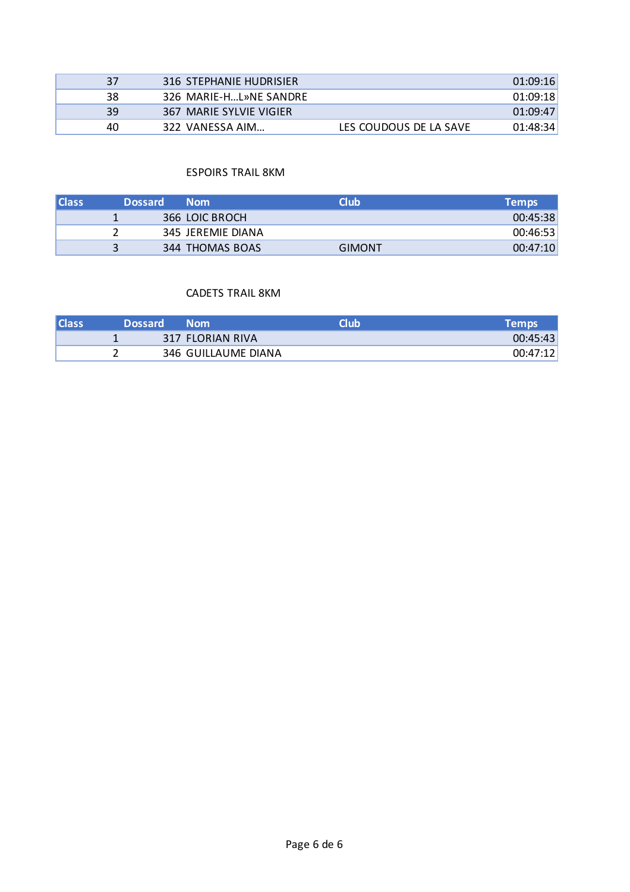| | | | | |
|---|---|---|---|---|
| 37 | 316 | STEPHANIE HUDRISIER | | 01:09:16 |
| 38 | 326 | MARIE-H…L»NE SANDRE | | 01:09:18 |
| 39 | 367 | MARIE SYLVIE VIGIER | | 01:09:47 |
| 40 | 322 | VANESSA AIM… | LES COUDOUS DE LA SAVE | 01:48:34 |

ESPOIRS TRAIL 8KM

| Class | Dossard | Nom | Club | Temps |
|---|---|---|---|---|
| 1 | 366 | LOIC BROCH | | 00:45:38 |
| 2 | 345 | JEREMIE DIANA | | 00:46:53 |
| 3 | 344 | THOMAS BOAS | GIMONT | 00:47:10 |

CADETS TRAIL 8KM

| Class | Dossard | Nom | Club | Temps |
|---|---|---|---|---|
| 1 | 317 | FLORIAN RIVA | | 00:45:43 |
| 2 | 346 | GUILLAUME DIANA | | 00:47:12 |